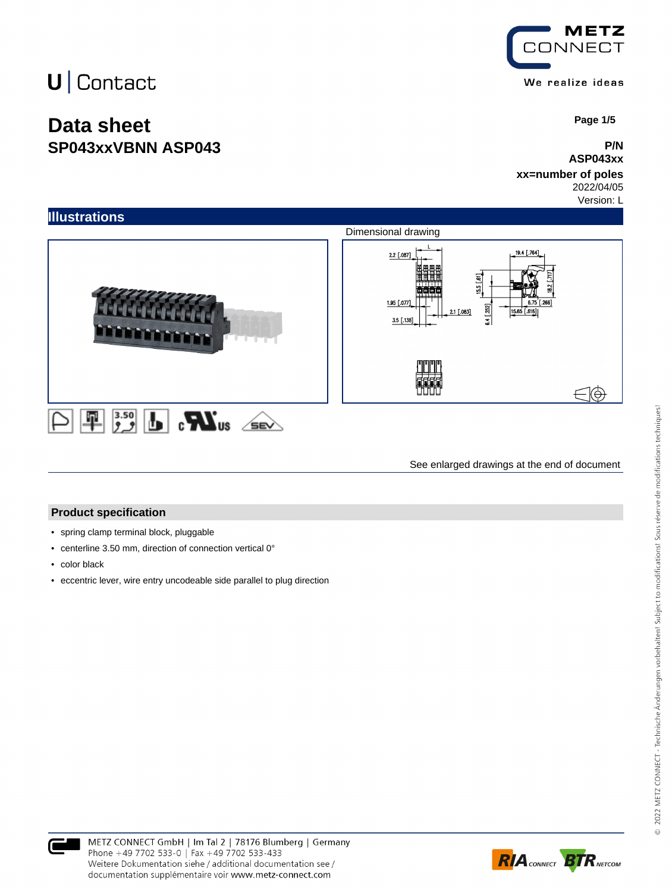U | Contact

# Data sheet
## SP043xxVBNN ASP043

Page 1/5

**P/N**
**ASP043xx**
**xx=number of poles**
2022/04/05
Version: L

## Illustrations

Dimensional drawing

See enlarged drawings at the end of document

## Product specification

- spring clamp terminal block, pluggable
- centerline 3.50 mm, direction of connection vertical 0°
- color black
- eccentric lever, wire entry uncodeable side parallel to plug direction

METZ CONNECT GmbH | Im Tal 2 | 78176 Blumberg | Germany
Phone +49 7702 533-0 | Fax +49 7702 533-433
Weitere Dokumentation siehe / additional documentation see /
documentation supplémentaire voir www.metz-connect.com

© 2022 METZ CONNECT - Technische Änderungen vorbehalten! Subject to modifications! Sous réserve de modifications techniques!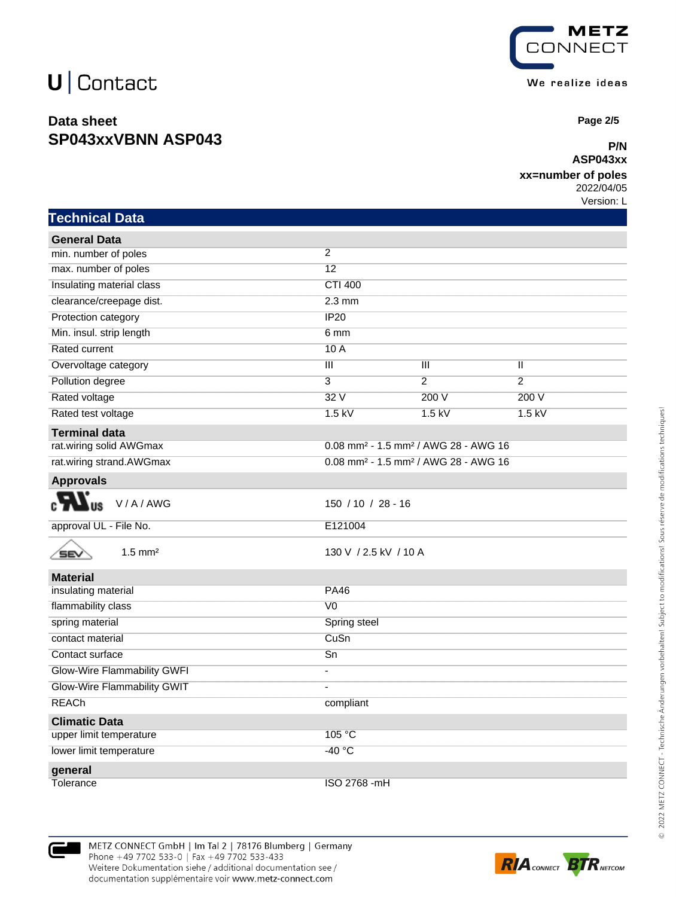# U | Contact

## Data sheet
## SP043xxVBNN ASP043

**P/N**
**ASP043xx**
**xx=number of poles**
2022/04/05
Version: L

## Technical Data

| General Data | | | |
|---|---|---|---|
| min. number of poles | 2 | | |
| max. number of poles | 12 | | |
| Insulating material class | CTI 400 | | |
| clearance/creepage dist. | 2.3 mm | | |
| Protection category | IP20 | | |
| Min. insul. strip length | 6 mm | | |
| Rated current | 10 A | | |
| Overvoltage category | III | III | II |
| Pollution degree | 3 | 2 | 2 |
| Rated voltage | 32 V | 200 V | 200 V |
| Rated test voltage | 1.5 kV | 1.5 kV | 1.5 kV |

| Terminal data | |
|---|---|
| rat.wiring solid AWGmax | 0.08 mm² - 1.5 mm² / AWG 28 - AWG 16 |
| rat.wiring strand.AWGmax | 0.08 mm² - 1.5 mm² / AWG 28 - AWG 16 |

| Approvals | |
|---|---|
| cULus V / A / AWG | 150 / 10 / 28 - 16 |
| approval UL - File No. | E121004 |
| SEV 1.5 mm² | 130 V / 2.5 kV / 10 A |

| Material | |
|---|---|
| insulating material | PA46 |
| flammability class | V0 |
| spring material | Spring steel |
| contact material | CuSn |
| Contact surface | Sn |
| Glow-Wire Flammability GWFI | - |
| Glow-Wire Flammability GWIT | - |
| REACh | compliant |

| Climatic Data | |
|---|---|
| upper limit temperature | 105 °C |
| lower limit temperature | -40 °C |

| general | |
|---|---|
| Tolerance | ISO 2768 -mH |

METZ CONNECT GmbH | Im Tal 2 | 78176 Blumberg | Germany
Phone +49 7702 533-0 | Fax +49 7702 533-433
Weitere Dokumentation siehe / additional documentation see / documentation supplémentaire voir www.metz-connect.com

© 2022 METZ CONNECT - Technische Änderungen vorbehalten! Subject to modifications! Sous réserve de modifications techniques!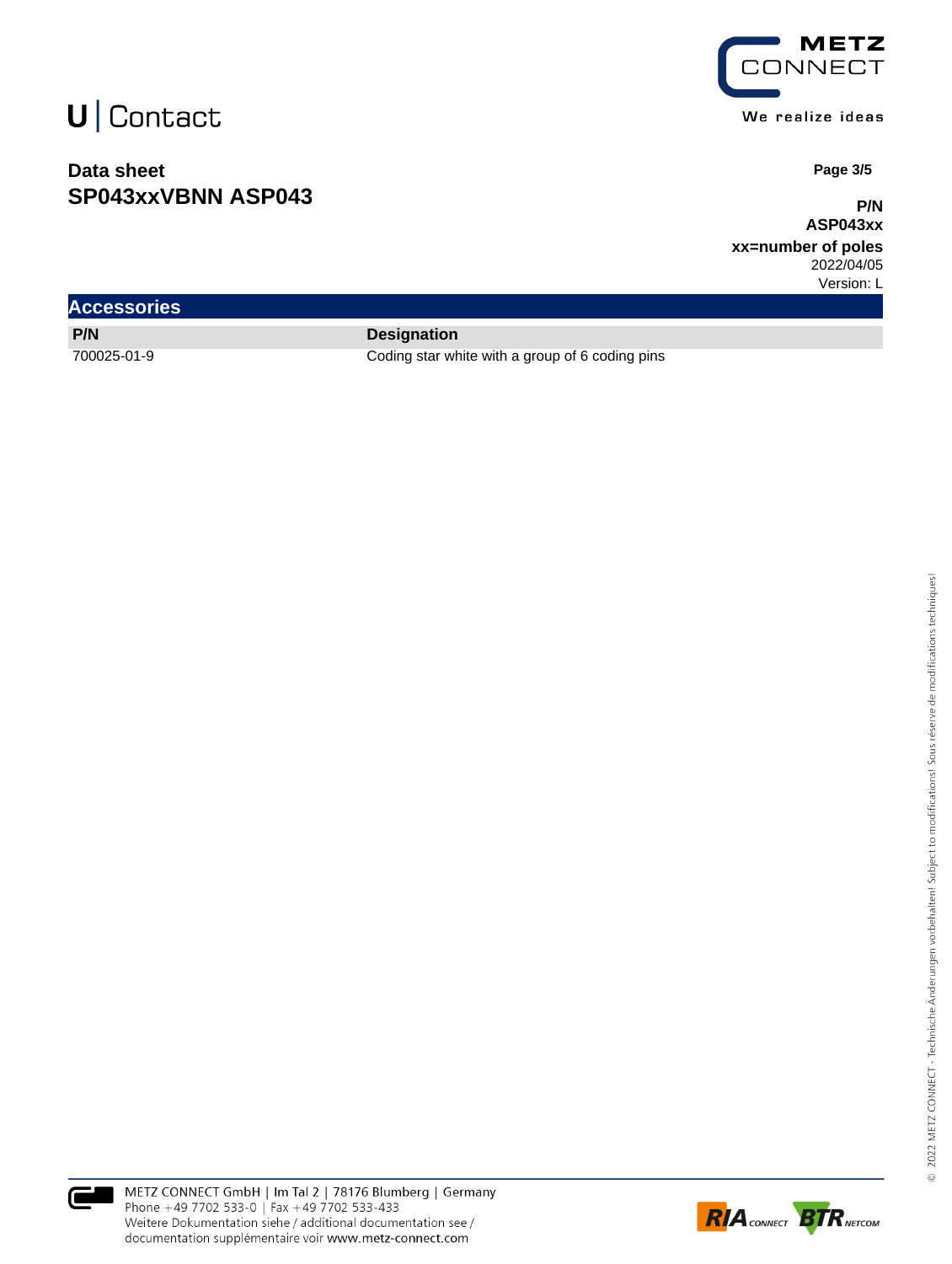**Data sheet**
## SP043xxVBNN ASP043

**P/N**
**ASP043xx**
**xx=number of poles**
2022/04/05
Version: L

## Accessories

| P/N | Designation |
| --- | --- |
| 700025-01-9 | Coding star white with a group of 6 coding pins |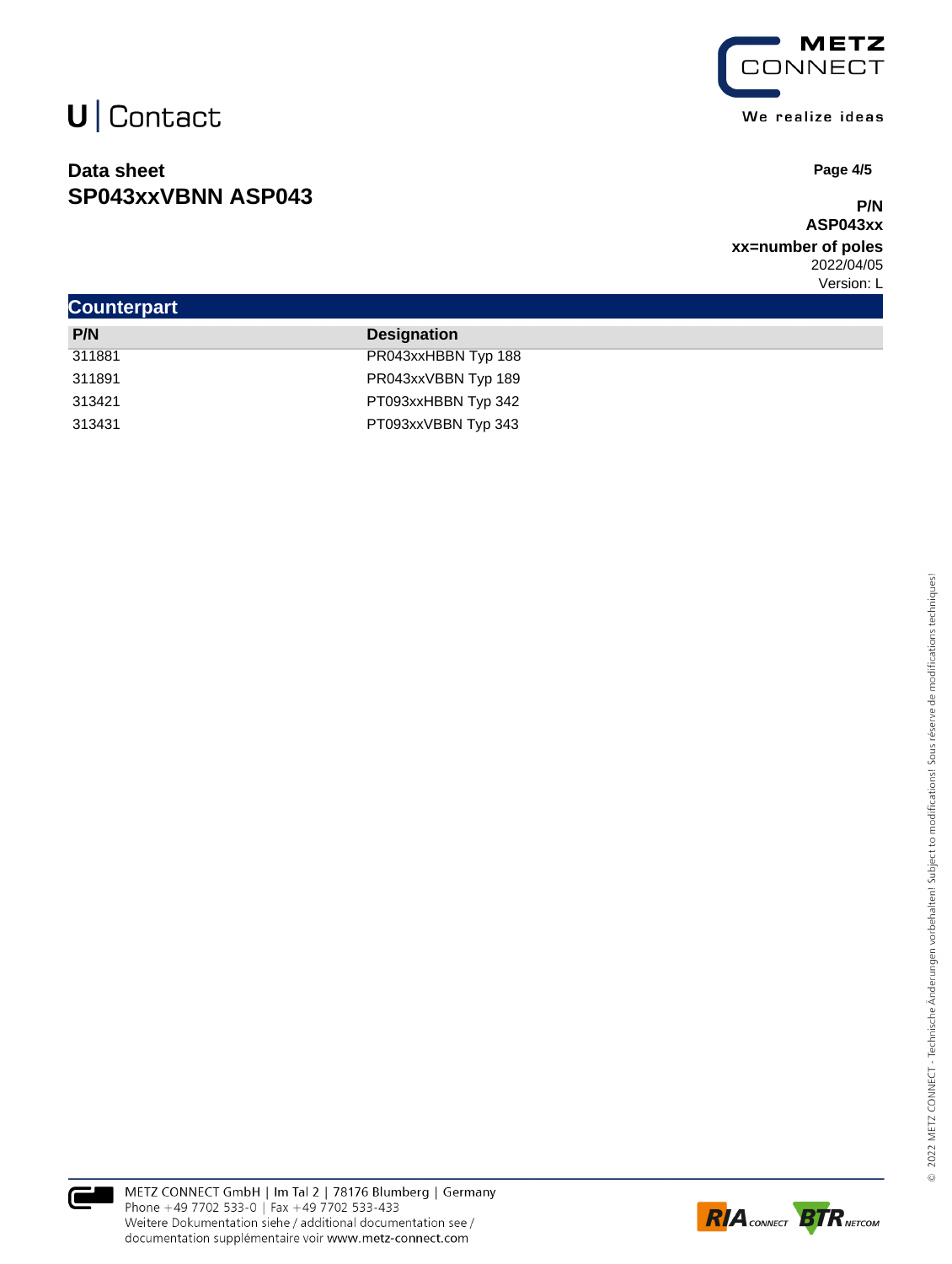## Data sheet
## SP043xxVBNN ASP043

**P/N**
**ASP043xx**
**xx=number of poles**
2022/04/05
Version: L

## Counterpart

| P/N | Designation |
|---|---|
| 311881 | PR043xxHBBN Typ 188 |
| 311891 | PR043xxVBBN Typ 189 |
| 313421 | PT093xxHBBN Typ 342 |
| 313431 | PT093xxVBBN Typ 343 |

METZ CONNECT GmbH | Im Tal 2 | 78176 Blumberg | Germany
Phone +49 7702 533-0 | Fax +49 7702 533-433
Weitere Dokumentation siehe / additional documentation see / documentation supplémentaire voir www.metz-connect.com

© 2022 METZ CONNECT - Technische Änderungen vorbehalten! Subject to modifications! Sous réserve de modifications techniques!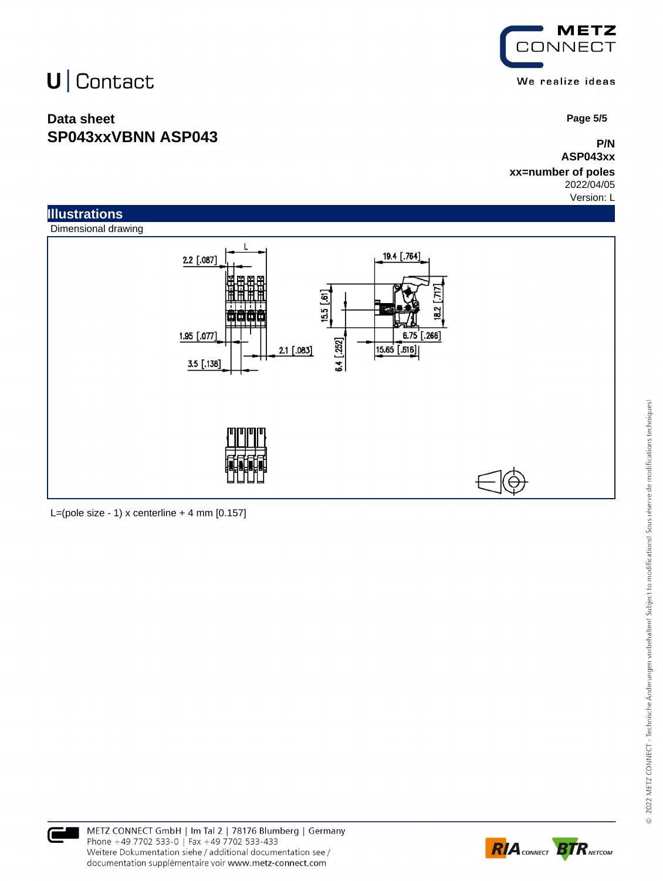# U | Contact

METZ CONNECT

We realize ideas

**Data sheet**
**SP043xxVBNN ASP043**

**P/N**
**ASP043xx**
**xx=number of poles**
2022/04/05
Version: L

## Illustrations

Dimensional drawing

L
2.2 [.087]
1.95 [.077]
2.1 [.083]
3.5 [.138]
19.4 [.764]
15.5 [.61]
18.2 [.717]
6.75 [.266]
6.4 [.252]
15.65 [.616]

L=(pole size - 1) x centerline + 4 mm [0.157]

METZ CONNECT GmbH | Im Tal 2 | 78176 Blumberg | Germany
Phone +49 7702 533-0 | Fax +49 7702 533-433
Weitere Dokumentation siehe / additional documentation see /
documentation supplémentaire voir www.metz-connect.com

© 2022 METZ CONNECT - Technische Änderungen vorbehalten! Subject to modifications! Sous réserve de modifications techniques!